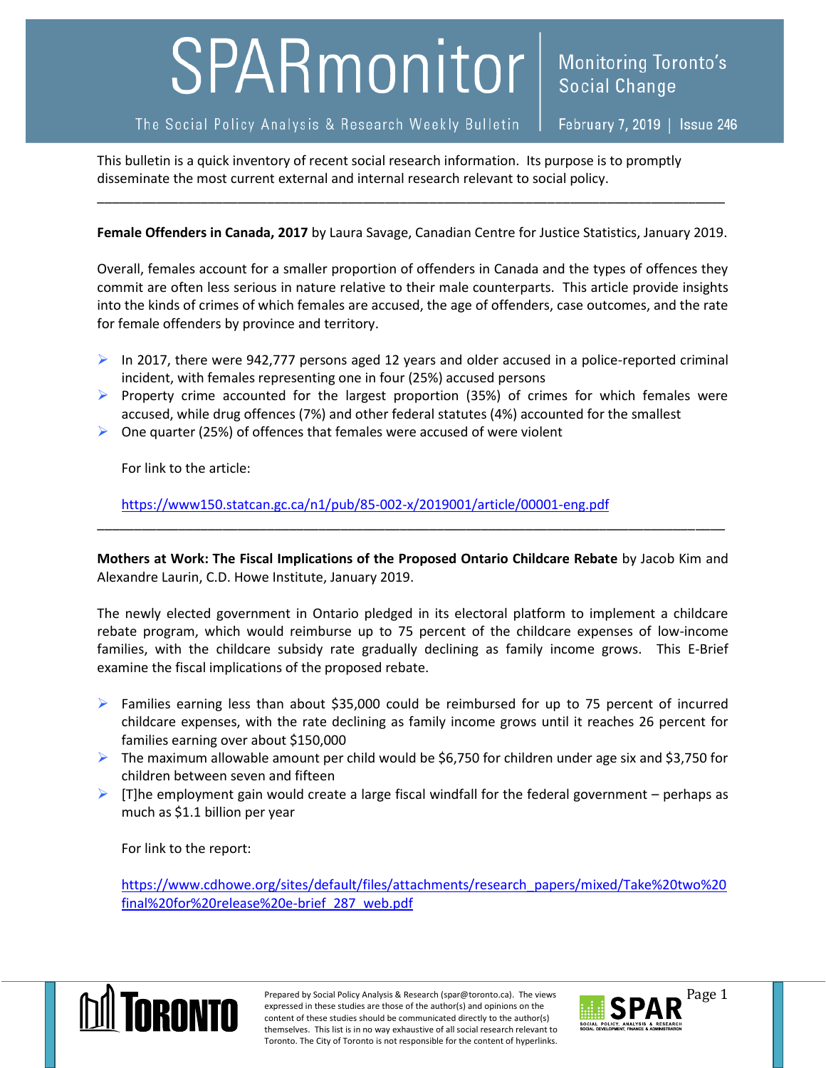# SPARmonitor

The Social Policy Analysis & Research Weekly Bulletin

Monitoring Toronto's Social Change

February 7, 2019 | Issue 246

This bulletin is a quick inventory of recent social research information. Its purpose is to promptly disseminate the most current external and internal research relevant to social policy.

---

**Female Offenders in Canada, 2017** by Laura Savage, Canadian Centre for Justice Statistics, January 2019.

Overall, females account for a smaller proportion of offenders in Canada and the types of offences they commit are often less serious in nature relative to their male counterparts. This article provide insights into the kinds of crimes of which females are accused, the age of offenders, case outcomes, and the rate for female offenders by province and territory.

- In 2017, there were 942,777 persons aged 12 years and older accused in a police-reported criminal incident, with females representing one in four (25%) accused persons
- Property crime accounted for the largest proportion (35%) of crimes for which females were accused, while drug offences (7%) and other federal statutes (4%) accounted for the smallest
- One quarter (25%) of offences that females were accused of were violent

For link to the article:

https://www150.statcan.gc.ca/n1/pub/85-002-x/2019001/article/00001-eng.pdf

---

**Mothers at Work: The Fiscal Implications of the Proposed Ontario Childcare Rebate** by Jacob Kim and Alexandre Laurin, C.D. Howe Institute, January 2019.

The newly elected government in Ontario pledged in its electoral platform to implement a childcare rebate program, which would reimburse up to 75 percent of the childcare expenses of low-income families, with the childcare subsidy rate gradually declining as family income grows. This E-Brief examine the fiscal implications of the proposed rebate.

- Families earning less than about $35,000 could be reimbursed for up to 75 percent of incurred childcare expenses, with the rate declining as family income grows until it reaches 26 percent for families earning over about $150,000
- The maximum allowable amount per child would be $6,750 for children under age six and $3,750 for children between seven and fifteen
- [T]he employment gain would create a large fiscal windfall for the federal government – perhaps as much as $1.1 billion per year

For link to the report:

https://www.cdhowe.org/sites/default/files/attachments/research_papers/mixed/Take%20two%20final%20for%20release%20e-brief_287_web.pdf

Prepared by Social Policy Analysis & Research (spar@toronto.ca). The views expressed in these studies are those of the author(s) and opinions on the content of these studies should be communicated directly to the author(s) themselves. This list is in no way exhaustive of all social research relevant to Toronto. The City of Toronto is not responsible for the content of hyperlinks.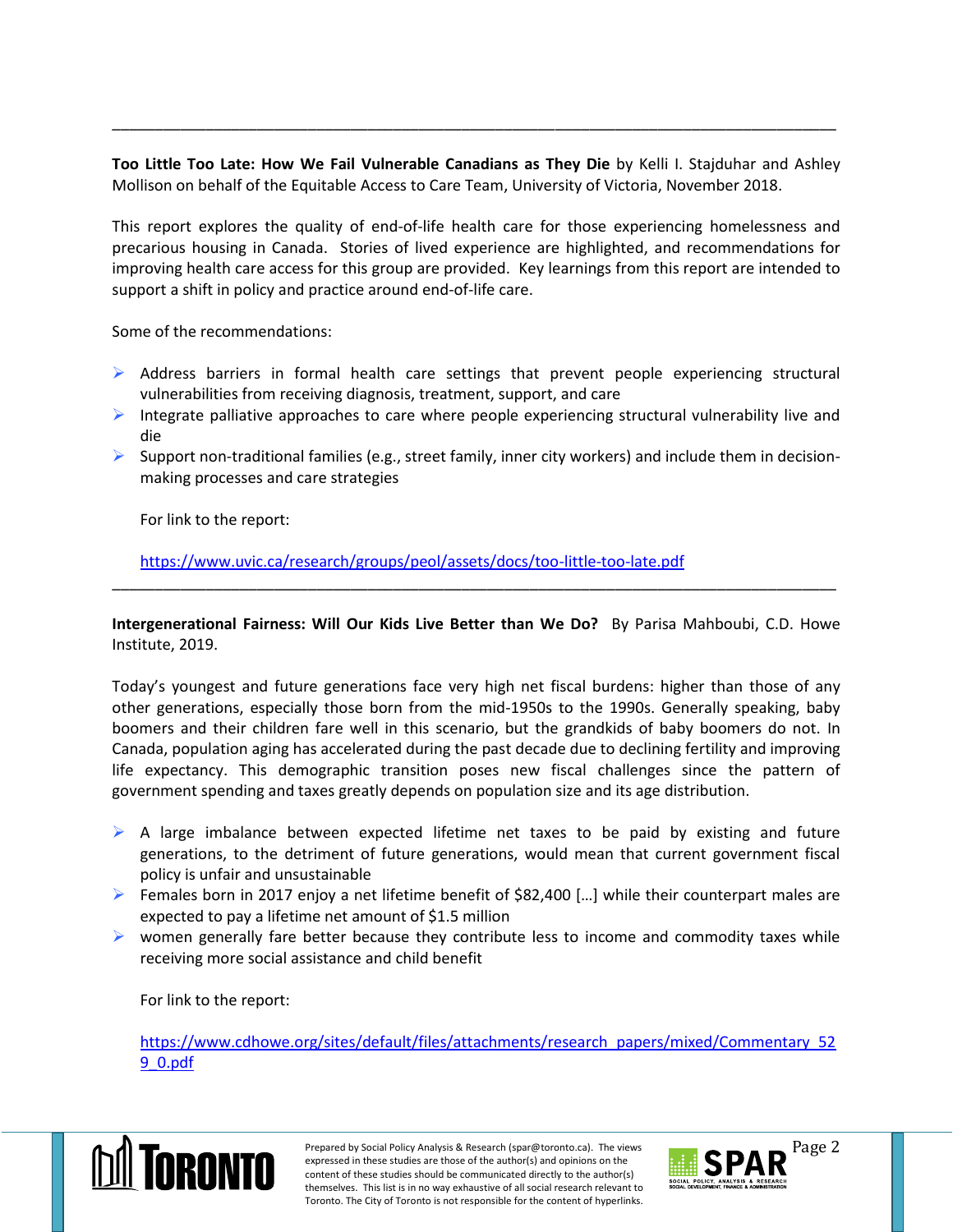---

**Too Little Too Late: How We Fail Vulnerable Canadians as They Die** by Kelli I. Stajduhar and Ashley Mollison on behalf of the Equitable Access to Care Team, University of Victoria, November 2018.

This report explores the quality of end-of-life health care for those experiencing homelessness and precarious housing in Canada. Stories of lived experience are highlighted, and recommendations for improving health care access for this group are provided. Key learnings from this report are intended to support a shift in policy and practice around end-of-life care.

Some of the recommendations:

- Address barriers in formal health care settings that prevent people experiencing structural vulnerabilities from receiving diagnosis, treatment, support, and care
- Integrate palliative approaches to care where people experiencing structural vulnerability live and die
- Support non-traditional families (e.g., street family, inner city workers) and include them in decision-making processes and care strategies

For link to the report:

https://www.uvic.ca/research/groups/peol/assets/docs/too-little-too-late.pdf

---

**Intergenerational Fairness: Will Our Kids Live Better than We Do?** By Parisa Mahboubi, C.D. Howe Institute, 2019.

Today's youngest and future generations face very high net fiscal burdens: higher than those of any other generations, especially those born from the mid-1950s to the 1990s. Generally speaking, baby boomers and their children fare well in this scenario, but the grandkids of baby boomers do not. In Canada, population aging has accelerated during the past decade due to declining fertility and improving life expectancy. This demographic transition poses new fiscal challenges since the pattern of government spending and taxes greatly depends on population size and its age distribution.

- A large imbalance between expected lifetime net taxes to be paid by existing and future generations, to the detriment of future generations, would mean that current government fiscal policy is unfair and unsustainable
- Females born in 2017 enjoy a net lifetime benefit of $82,400 […] while their counterpart males are expected to pay a lifetime net amount of $1.5 million
- women generally fare better because they contribute less to income and commodity taxes while receiving more social assistance and child benefit

For link to the report:

https://www.cdhowe.org/sites/default/files/attachments/research_papers/mixed/Commentary_529_0.pdf

Prepared by Social Policy Analysis & Research (spar@toronto.ca). The views expressed in these studies are those of the author(s) and opinions on the content of these studies should be communicated directly to the author(s) themselves. This list is in no way exhaustive of all social research relevant to Toronto. The City of Toronto is not responsible for the content of hyperlinks.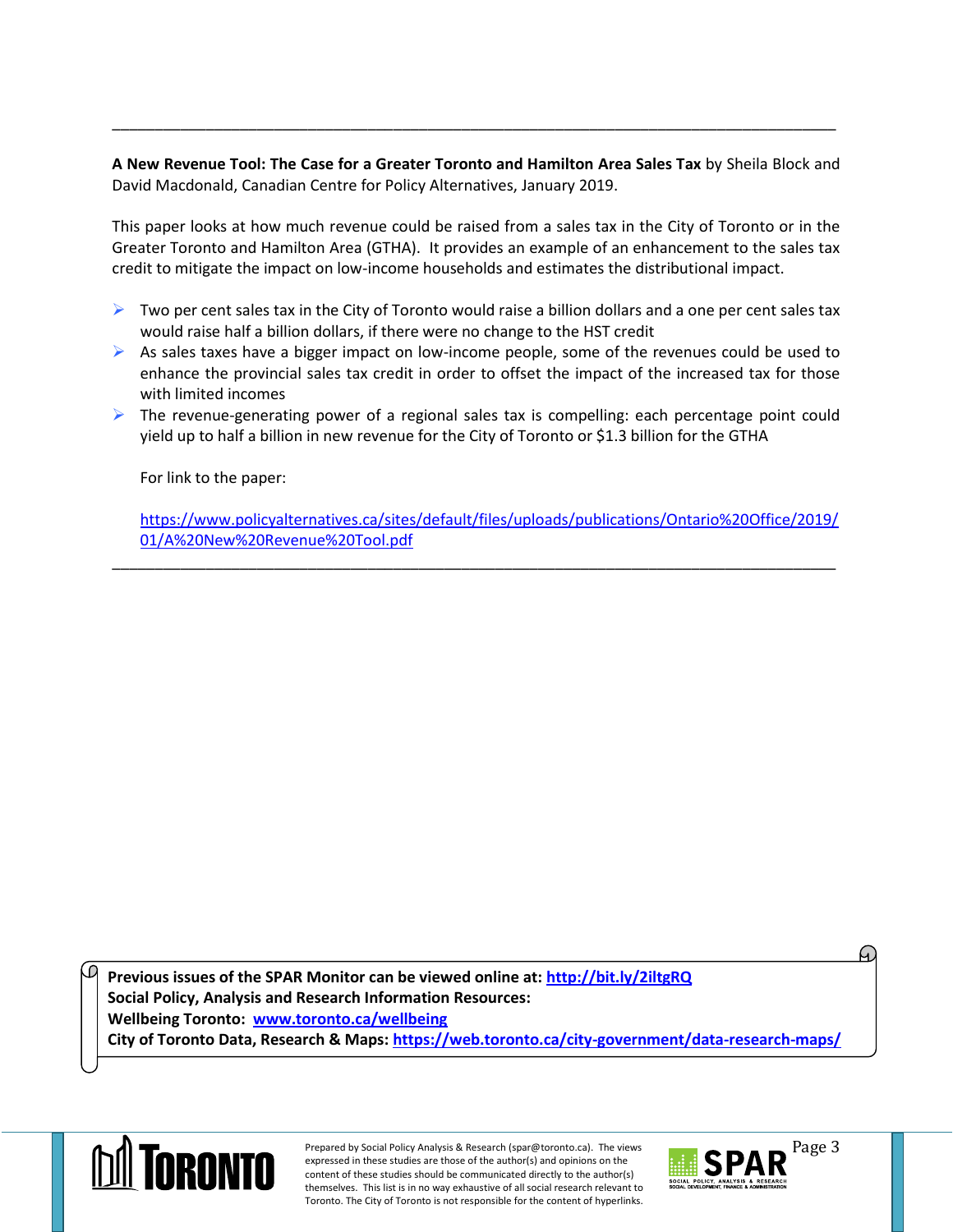---

**A New Revenue Tool: The Case for a Greater Toronto and Hamilton Area Sales Tax** by Sheila Block and David Macdonald, Canadian Centre for Policy Alternatives, January 2019.

This paper looks at how much revenue could be raised from a sales tax in the City of Toronto or in the Greater Toronto and Hamilton Area (GTHA). It provides an example of an enhancement to the sales tax credit to mitigate the impact on low-income households and estimates the distributional impact.

- Two per cent sales tax in the City of Toronto would raise a billion dollars and a one per cent sales tax would raise half a billion dollars, if there were no change to the HST credit
- As sales taxes have a bigger impact on low-income people, some of the revenues could be used to enhance the provincial sales tax credit in order to offset the impact of the increased tax for those with limited incomes
- The revenue-generating power of a regional sales tax is compelling: each percentage point could yield up to half a billion in new revenue for the City of Toronto or $1.3 billion for the GTHA

  For link to the paper:

  https://www.policyalternatives.ca/sites/default/files/uploads/publications/Ontario%20Office/2019/01/A%20New%20Revenue%20Tool.pdf

---

**Previous issues of the SPAR Monitor can be viewed online at: http://bit.ly/2iltgRQ**
**Social Policy, Analysis and Research Information Resources:**
**Wellbeing Toronto: www.toronto.ca/wellbeing**
**City of Toronto Data, Research & Maps: https://web.toronto.ca/city-government/data-research-maps/**

TORONTO

Prepared by Social Policy Analysis & Research (spar@toronto.ca). The views expressed in these studies are those of the author(s) and opinions on the content of these studies should be communicated directly to the author(s) themselves. This list is in no way exhaustive of all social research relevant to Toronto. The City of Toronto is not responsible for the content of hyperlinks.

SPAR
SOCIAL POLICY, ANALYSIS & RESEARCH
SOCIAL DEVELOPMENT, FINANCE & ADMINISTRATION